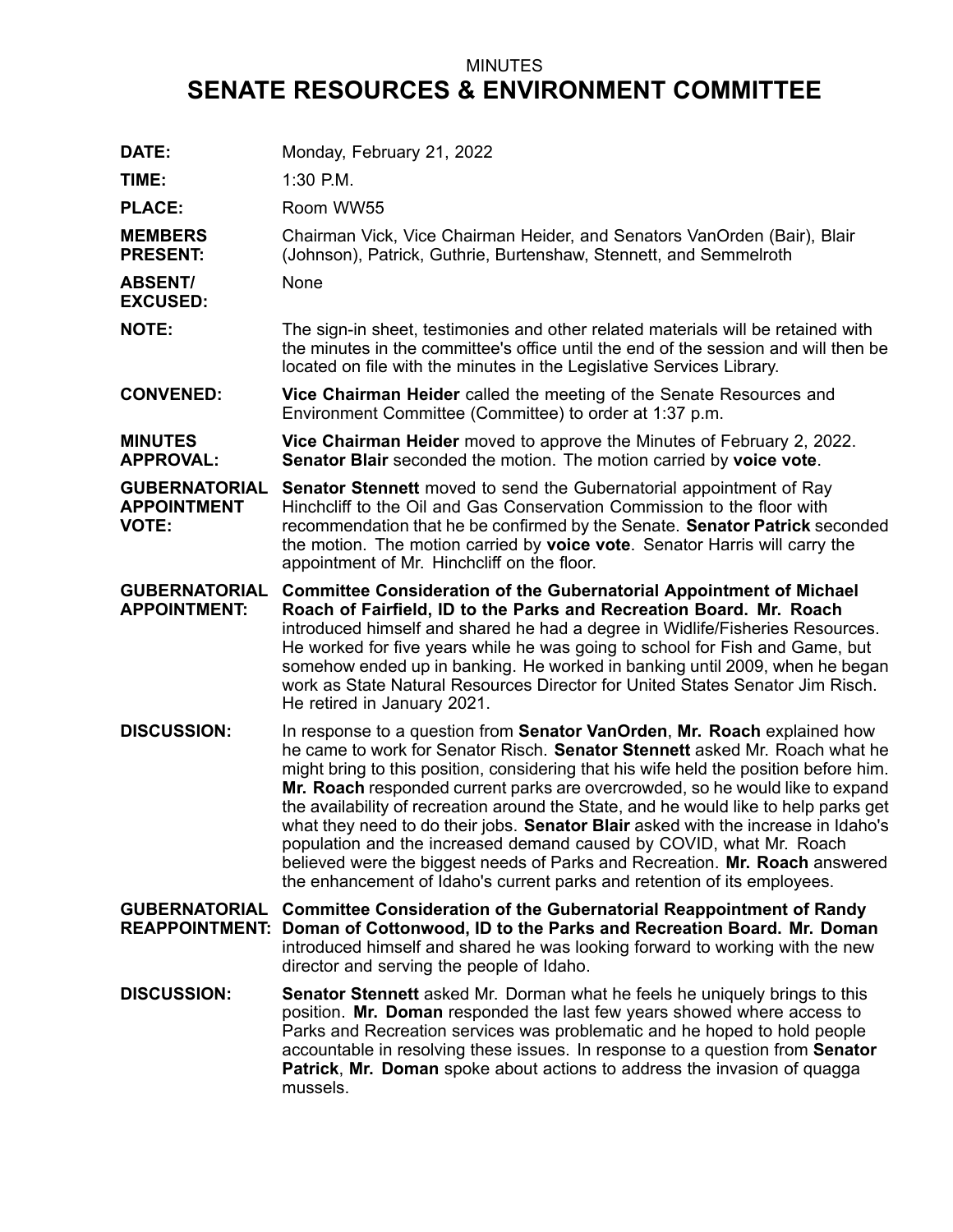MINUTES

# SENATE RESOURCES & ENVIRONMENT COMMITTEE

**DATE:** Monday, February 21, 2022

**TIME:** 1:30 P.M.

**PLACE:** Room WW55

**MEMBERS PRESENT:** Chairman Vick, Vice Chairman Heider, and Senators VanOrden (Bair), Blair (Johnson), Patrick, Guthrie, Burtenshaw, Stennett, and Semmelroth

**ABSENT/ EXCUSED:** None

**NOTE:** The sign-in sheet, testimonies and other related materials will be retained with the minutes in the committee's office until the end of the session and will then be located on file with the minutes in the Legislative Services Library.

**CONVENED:** **Vice Chairman Heider** called the meeting of the Senate Resources and Environment Committee (Committee) to order at 1:37 p.m.

**MINUTES APPROVAL:** **Vice Chairman Heider** moved to approve the Minutes of February 2, 2022. **Senator Blair** seconded the motion. The motion carried by **voice vote**.

**GUBERNATORIAL APPOINTMENT VOTE:** **Senator Stennett** moved to send the Gubernatorial appointment of Ray Hinchcliff to the Oil and Gas Conservation Commission to the floor with recommendation that he be confirmed by the Senate. **Senator Patrick** seconded the motion. The motion carried by **voice vote**. Senator Harris will carry the appointment of Mr. Hinchcliff on the floor.

**GUBERNATORIAL APPOINTMENT:** **Committee Consideration of the Gubernatorial Appointment of Michael Roach of Fairfield, ID to the Parks and Recreation Board. Mr. Roach** introduced himself and shared he had a degree in Widlife/Fisheries Resources. He worked for five years while he was going to school for Fish and Game, but somehow ended up in banking. He worked in banking until 2009, when he began work as State Natural Resources Director for United States Senator Jim Risch. He retired in January 2021.

**DISCUSSION:** In response to a question from **Senator VanOrden**, **Mr. Roach** explained how he came to work for Senator Risch. **Senator Stennett** asked Mr. Roach what he might bring to this position, considering that his wife held the position before him. **Mr. Roach** responded current parks are overcrowded, so he would like to expand the availability of recreation around the State, and he would like to help parks get what they need to do their jobs. **Senator Blair** asked with the increase in Idaho's population and the increased demand caused by COVID, what Mr. Roach believed were the biggest needs of Parks and Recreation. **Mr. Roach** answered the enhancement of Idaho's current parks and retention of its employees.

**GUBERNATORIAL REAPPOINTMENT:** **Committee Consideration of the Gubernatorial Reappointment of Randy Doman of Cottonwood, ID to the Parks and Recreation Board. Mr. Doman** introduced himself and shared he was looking forward to working with the new director and serving the people of Idaho.

**DISCUSSION:** **Senator Stennett** asked Mr. Dorman what he feels he uniquely brings to this position. **Mr. Doman** responded the last few years showed where access to Parks and Recreation services was problematic and he hoped to hold people accountable in resolving these issues. In response to a question from **Senator Patrick**, **Mr. Doman** spoke about actions to address the invasion of quagga mussels.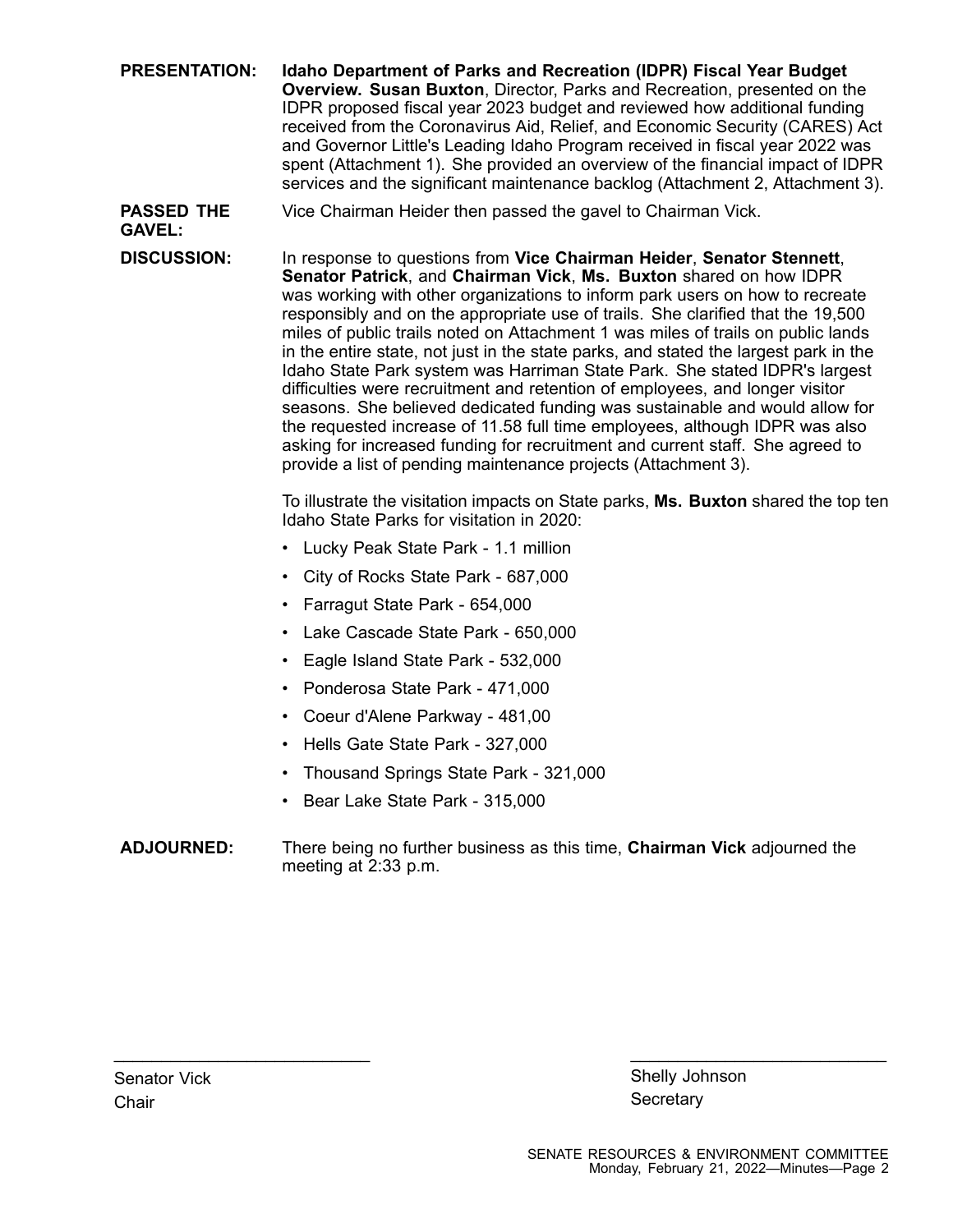**PRESENTATION:** **Idaho Department of Parks and Recreation (IDPR) Fiscal Year Budget Overview. Susan Buxton**, Director, Parks and Recreation, presented on the IDPR proposed fiscal year 2023 budget and reviewed how additional funding received from the Coronavirus Aid, Relief, and Economic Security (CARES) Act and Governor Little's Leading Idaho Program received in fiscal year 2022 was spent (Attachment 1). She provided an overview of the financial impact of IDPR services and the significant maintenance backlog (Attachment 2, Attachment 3).

**PASSED THE GAVEL:** Vice Chairman Heider then passed the gavel to Chairman Vick.

**DISCUSSION:** In response to questions from **Vice Chairman Heider**, **Senator Stennett**, **Senator Patrick**, and **Chairman Vick**, **Ms. Buxton** shared on how IDPR was working with other organizations to inform park users on how to recreate responsibly and on the appropriate use of trails. She clarified that the 19,500 miles of public trails noted on Attachment 1 was miles of trails on public lands in the entire state, not just in the state parks, and stated the largest park in the Idaho State Park system was Harriman State Park. She stated IDPR's largest difficulties were recruitment and retention of employees, and longer visitor seasons. She believed dedicated funding was sustainable and would allow for the requested increase of 11.58 full time employees, although IDPR was also asking for increased funding for recruitment and current staff. She agreed to provide a list of pending maintenance projects (Attachment 3).

To illustrate the visitation impacts on State parks, **Ms. Buxton** shared the top ten Idaho State Parks for visitation in 2020:

- Lucky Peak State Park - 1.1 million
- City of Rocks State Park - 687,000
- Farragut State Park - 654,000
- Lake Cascade State Park - 650,000
- Eagle Island State Park - 532,000
- Ponderosa State Park - 471,000
- Coeur d'Alene Parkway - 481,00
- Hells Gate State Park - 327,000
- Thousand Springs State Park - 321,000
- Bear Lake State Park - 315,000

**ADJOURNED:** There being no further business as this time, **Chairman Vick** adjourned the meeting at 2:33 p.m.

\_\_\_\_\_\_\_\_\_\_\_\_\_\_\_\_\_\_\_\_\_\_\_\_\_\_\_
Senator Vick
Chair

\_\_\_\_\_\_\_\_\_\_\_\_\_\_\_\_\_\_\_\_\_\_\_\_\_\_\_
Shelly Johnson
Secretary